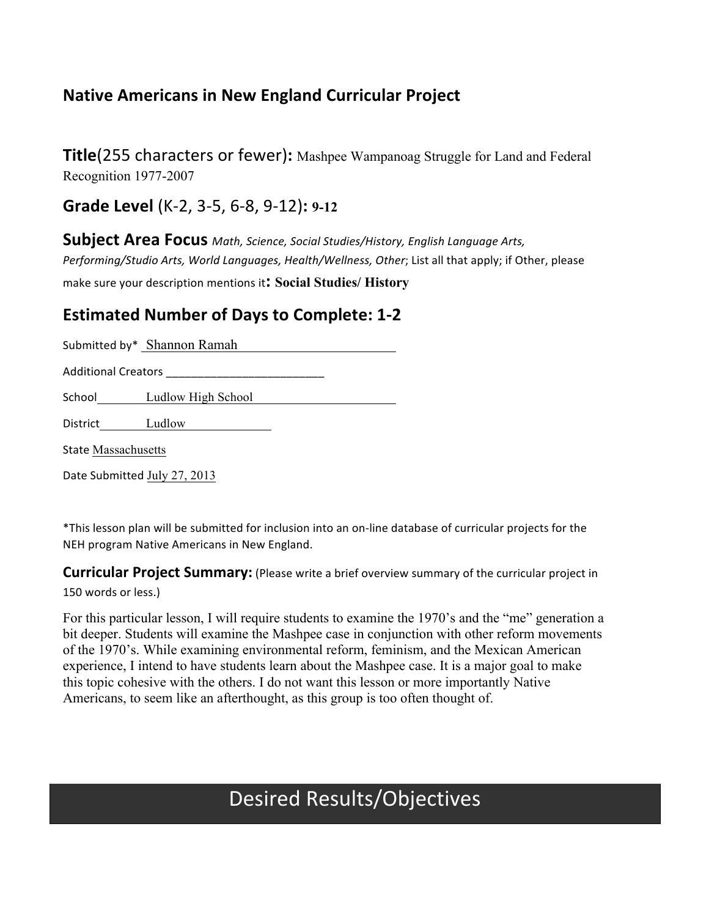## Native Americans in New England Curricular Project

**Title**(255 characters or fewer)**:** Mashpee Wampanoag Struggle for Land and Federal Recognition 1977-2007

**Grade Level** (K-2, 3-5, 6-8, 9-12)**: 9-12**

**Subject Area Focus** *Math, Science, Social Studies/History, English Language Arts, Performing/Studio Arts, World Languages, Health/Wellness, Other*; List all that apply; if Other, please make sure your description mentions it**: Social Studies/ History**

**Estimated Number of Days to Complete: 1-2**

Submitted by* Shannon Ramah

Additional Creators ________________________

School Ludlow High School

District Ludlow

State Massachusetts

Date Submitted July 27, 2013

*This lesson plan will be submitted for inclusion into an on-line database of curricular projects for the NEH program Native Americans in New England.

**Curricular Project Summary:** (Please write a brief overview summary of the curricular project in 150 words or less.)

For this particular lesson, I will require students to examine the 1970's and the "me" generation a bit deeper. Students will examine the Mashpee case in conjunction with other reform movements of the 1970's. While examining environmental reform, feminism, and the Mexican American experience, I intend to have students learn about the Mashpee case. It is a major goal to make this topic cohesive with the others. I do not want this lesson or more importantly Native Americans, to seem like an afterthought, as this group is too often thought of.

## Desired Results/Objectives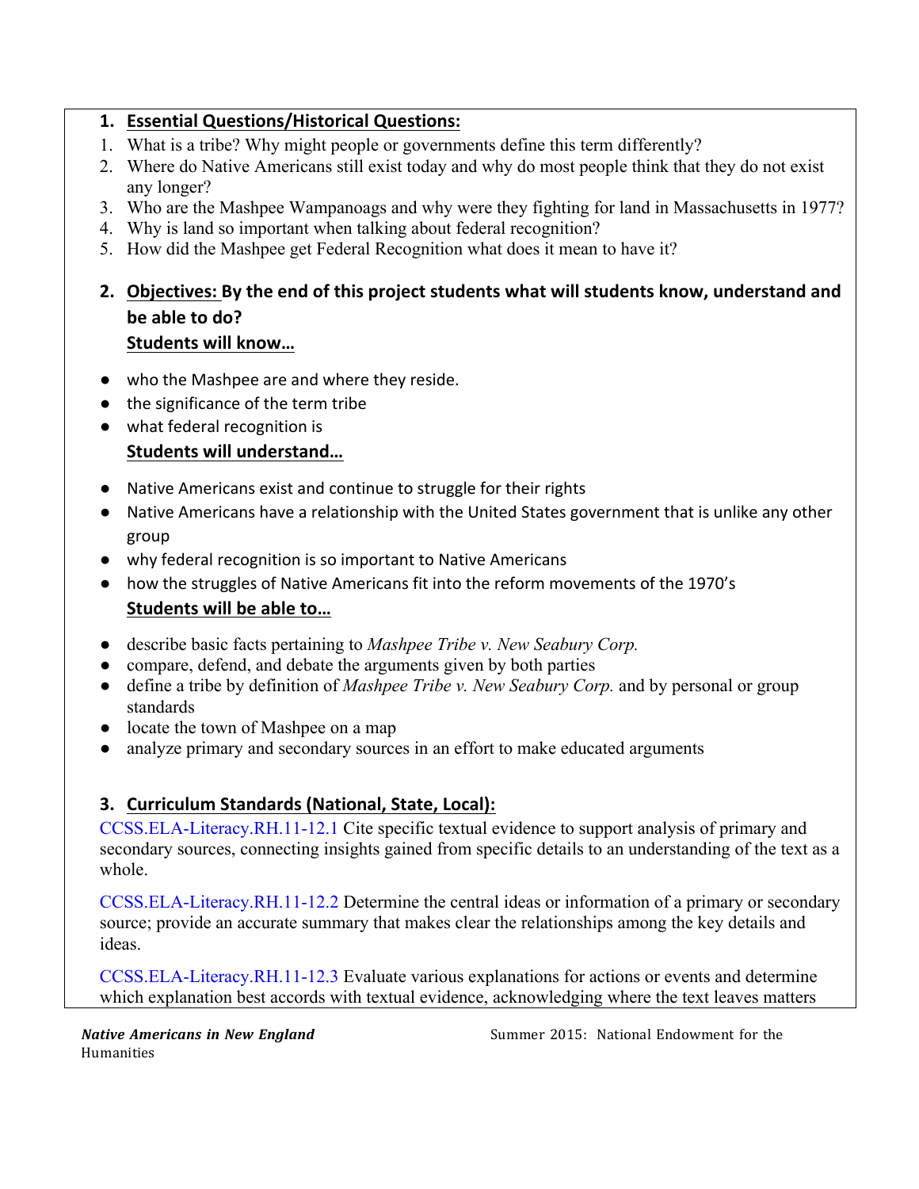## 1. Essential Questions/Historical Questions:

1. What is a tribe? Why might people or governments define this term differently?
2. Where do Native Americans still exist today and why do most people think that they do not exist any longer?
3. Who are the Mashpee Wampanoags and why were they fighting for land in Massachusetts in 1977?
4. Why is land so important when talking about federal recognition?
5. How did the Mashpee get Federal Recognition what does it mean to have it?

## 2. Objectives: By the end of this project students what will students know, understand and be able to do?

**Students will know…**

- who the Mashpee are and where they reside.
- the significance of the term tribe
- what federal recognition is

**Students will understand…**

- Native Americans exist and continue to struggle for their rights
- Native Americans have a relationship with the United States government that is unlike any other group
- why federal recognition is so important to Native Americans
- how the struggles of Native Americans fit into the reform movements of the 1970's

**Students will be able to…**

- describe basic facts pertaining to *Mashpee Tribe v. New Seabury Corp.*
- compare, defend, and debate the arguments given by both parties
- define a tribe by definition of *Mashpee Tribe v. New Seabury Corp.* and by personal or group standards
- locate the town of Mashpee on a map
- analyze primary and secondary sources in an effort to make educated arguments

## 3. Curriculum Standards (National, State, Local):

CCSS.ELA-Literacy.RH.11-12.1 Cite specific textual evidence to support analysis of primary and secondary sources, connecting insights gained from specific details to an understanding of the text as a whole.

CCSS.ELA-Literacy.RH.11-12.2 Determine the central ideas or information of a primary or secondary source; provide an accurate summary that makes clear the relationships among the key details and ideas.

CCSS.ELA-Literacy.RH.11-12.3 Evaluate various explanations for actions or events and determine which explanation best accords with textual evidence, acknowledging where the text leaves matters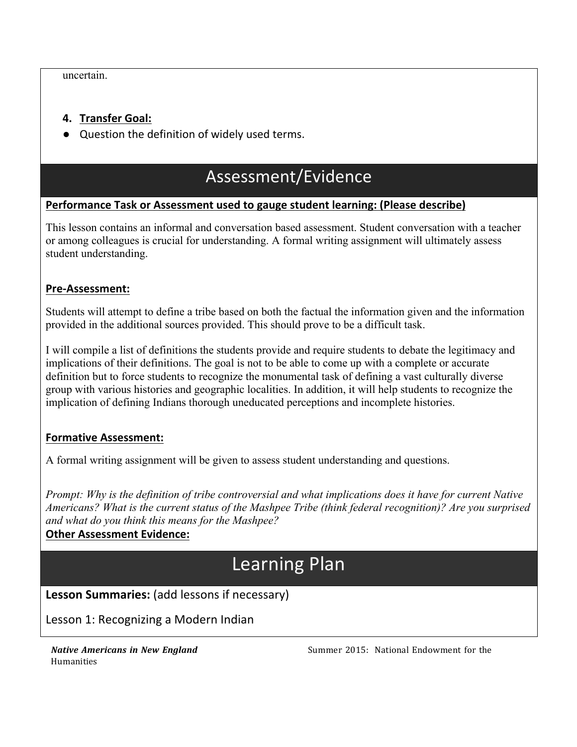uncertain.

4. **Transfer Goal:**

- Question the definition of widely used terms.

# Assessment/Evidence

**Performance Task or Assessment used to gauge student learning: (Please describe)**

This lesson contains an informal and conversation based assessment. Student conversation with a teacher or among colleagues is crucial for understanding. A formal writing assignment will ultimately assess student understanding.

**Pre-Assessment:**

Students will attempt to define a tribe based on both the factual the information given and the information provided in the additional sources provided. This should prove to be a difficult task.

I will compile a list of definitions the students provide and require students to debate the legitimacy and implications of their definitions. The goal is not to be able to come up with a complete or accurate definition but to force students to recognize the monumental task of defining a vast culturally diverse group with various histories and geographic localities. In addition, it will help students to recognize the implication of defining Indians thorough uneducated perceptions and incomplete histories.

**Formative Assessment:**

A formal writing assignment will be given to assess student understanding and questions.

*Prompt: Why is the definition of tribe controversial and what implications does it have for current Native Americans? What is the current status of the Mashpee Tribe (think federal recognition)? Are you surprised and what do you think this means for the Mashpee?*

**Other Assessment Evidence:**

# Learning Plan

**Lesson Summaries:** (add lessons if necessary)

Lesson 1: Recognizing a Modern Indian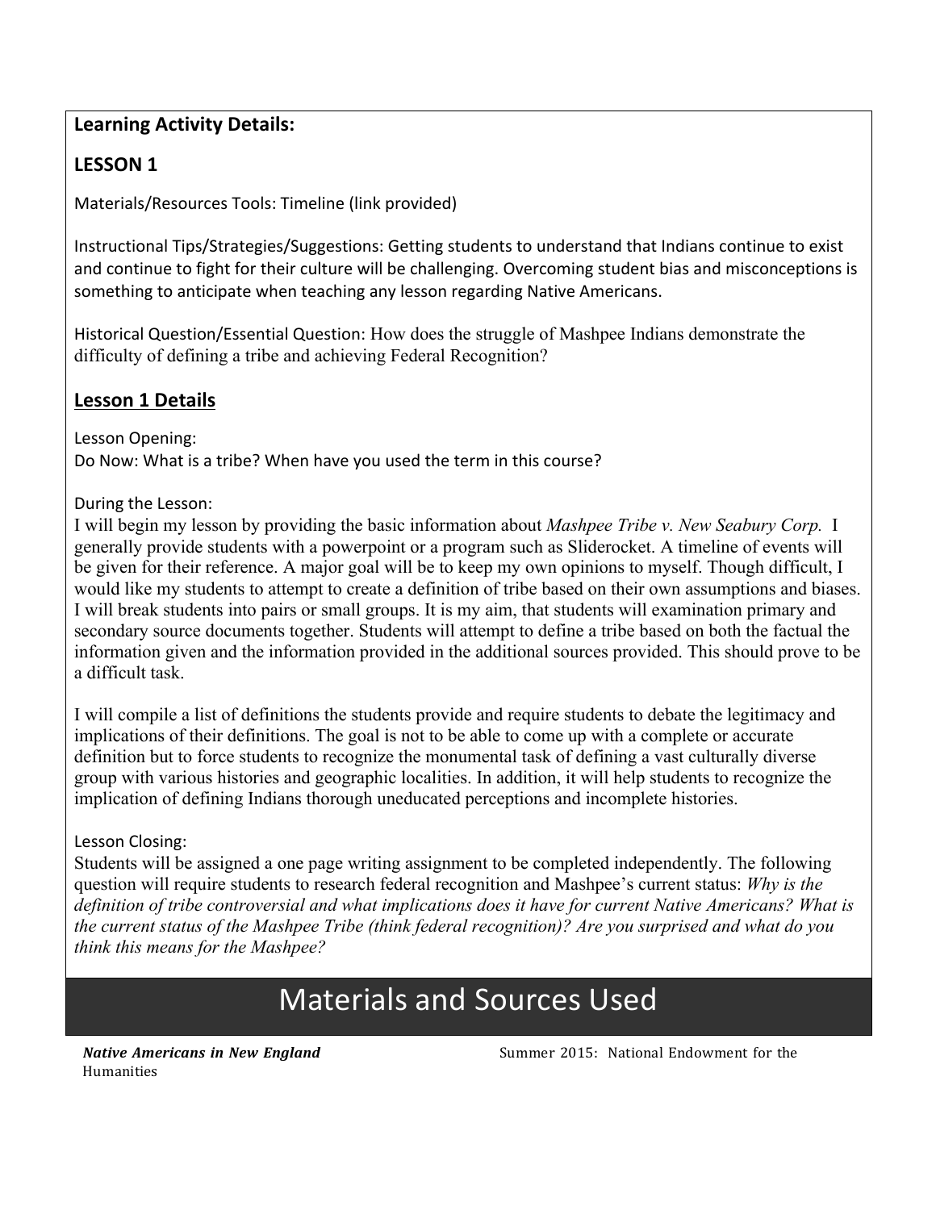**Learning Activity Details:**

## LESSON 1

Materials/Resources Tools: Timeline (link provided)

Instructional Tips/Strategies/Suggestions: Getting students to understand that Indians continue to exist and continue to fight for their culture will be challenging. Overcoming student bias and misconceptions is something to anticipate when teaching any lesson regarding Native Americans.

Historical Question/Essential Question: How does the struggle of Mashpee Indians demonstrate the difficulty of defining a tribe and achieving Federal Recognition?

## Lesson 1 Details

Lesson Opening:
Do Now: What is a tribe? When have you used the term in this course?

During the Lesson:
I will begin my lesson by providing the basic information about *Mashpee Tribe v. New Seabury Corp.* I generally provide students with a powerpoint or a program such as Sliderocket. A timeline of events will be given for their reference. A major goal will be to keep my own opinions to myself. Though difficult, I would like my students to attempt to create a definition of tribe based on their own assumptions and biases. I will break students into pairs or small groups. It is my aim, that students will examination primary and secondary source documents together. Students will attempt to define a tribe based on both the factual the information given and the information provided in the additional sources provided. This should prove to be a difficult task.

I will compile a list of definitions the students provide and require students to debate the legitimacy and implications of their definitions. The goal is not to be able to come up with a complete or accurate definition but to force students to recognize the monumental task of defining a vast culturally diverse group with various histories and geographic localities. In addition, it will help students to recognize the implication of defining Indians thorough uneducated perceptions and incomplete histories.

Lesson Closing:
Students will be assigned a one page writing assignment to be completed independently. The following question will require students to research federal recognition and Mashpee's current status: *Why is the definition of tribe controversial and what implications does it have for current Native Americans? What is the current status of the Mashpee Tribe (think federal recognition)? Are you surprised and what do you think this means for the Mashpee?*

# Materials and Sources Used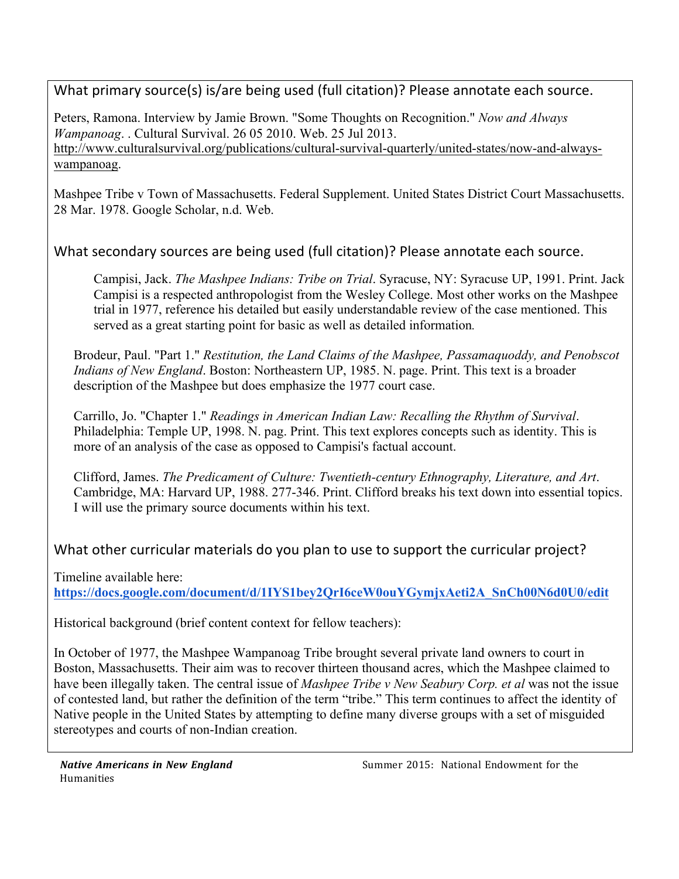## What primary source(s) is/are being used (full citation)? Please annotate each source.

Peters, Ramona. Interview by Jamie Brown. "Some Thoughts on Recognition." *Now and Always Wampanoag*. . Cultural Survival. 26 05 2010. Web. 25 Jul 2013. http://www.culturalsurvival.org/publications/cultural-survival-quarterly/united-states/now-and-always-wampanoag.

Mashpee Tribe v Town of Massachusetts. Federal Supplement. United States District Court Massachusetts. 28 Mar. 1978. Google Scholar, n.d. Web.

## What secondary sources are being used (full citation)? Please annotate each source.

Campisi, Jack. *The Mashpee Indians: Tribe on Trial*. Syracuse, NY: Syracuse UP, 1991. Print. Jack Campisi is a respected anthropologist from the Wesley College. Most other works on the Mashpee trial in 1977, reference his detailed but easily understandable review of the case mentioned. This served as a great starting point for basic as well as detailed information.

Brodeur, Paul. "Part 1." *Restitution, the Land Claims of the Mashpee, Passamaquoddy, and Penobscot Indians of New England*. Boston: Northeastern UP, 1985. N. page. Print. This text is a broader description of the Mashpee but does emphasize the 1977 court case.

Carrillo, Jo. "Chapter 1." *Readings in American Indian Law: Recalling the Rhythm of Survival*. Philadelphia: Temple UP, 1998. N. pag. Print. This text explores concepts such as identity. This is more of an analysis of the case as opposed to Campisi's factual account.

Clifford, James. *The Predicament of Culture: Twentieth-century Ethnography, Literature, and Art*. Cambridge, MA: Harvard UP, 1988. 277-346. Print. Clifford breaks his text down into essential topics. I will use the primary source documents within his text.

## What other curricular materials do you plan to use to support the curricular project?

Timeline available here:
**https://docs.google.com/document/d/1IYS1bey2QrI6ceW0ouYGymjxAeti2A_SnCh00N6d0U0/edit**

Historical background (brief content context for fellow teachers):

In October of 1977, the Mashpee Wampanoag Tribe brought several private land owners to court in Boston, Massachusetts. Their aim was to recover thirteen thousand acres, which the Mashpee claimed to have been illegally taken. The central issue of *Mashpee Tribe v New Seabury Corp. et al* was not the issue of contested land, but rather the definition of the term "tribe." This term continues to affect the identity of Native people in the United States by attempting to define many diverse groups with a set of misguided stereotypes and courts of non-Indian creation.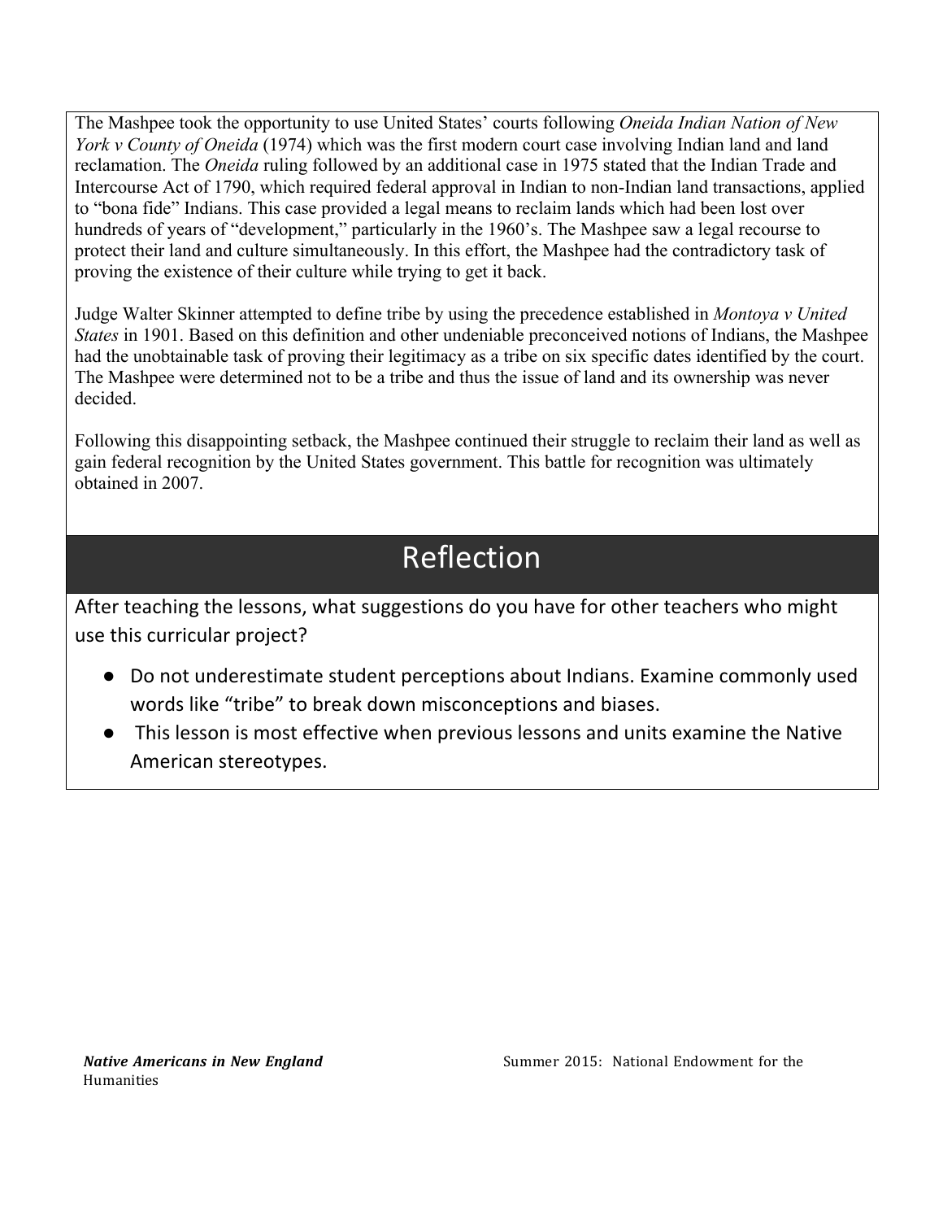The Mashpee took the opportunity to use United States' courts following *Oneida Indian Nation of New York v County of Oneida* (1974) which was the first modern court case involving Indian land and land reclamation. The *Oneida* ruling followed by an additional case in 1975 stated that the Indian Trade and Intercourse Act of 1790, which required federal approval in Indian to non-Indian land transactions, applied to "bona fide" Indians. This case provided a legal means to reclaim lands which had been lost over hundreds of years of "development," particularly in the 1960's. The Mashpee saw a legal recourse to protect their land and culture simultaneously. In this effort, the Mashpee had the contradictory task of proving the existence of their culture while trying to get it back.

Judge Walter Skinner attempted to define tribe by using the precedence established in *Montoya v United States* in 1901. Based on this definition and other undeniable preconceived notions of Indians, the Mashpee had the unobtainable task of proving their legitimacy as a tribe on six specific dates identified by the court. The Mashpee were determined not to be a tribe and thus the issue of land and its ownership was never decided.

Following this disappointing setback, the Mashpee continued their struggle to reclaim their land as well as gain federal recognition by the United States government. This battle for recognition was ultimately obtained in 2007.

## Reflection

After teaching the lessons, what suggestions do you have for other teachers who might use this curricular project?

- Do not underestimate student perceptions about Indians. Examine commonly used words like "tribe" to break down misconceptions and biases.
- This lesson is most effective when previous lessons and units examine the Native American stereotypes.